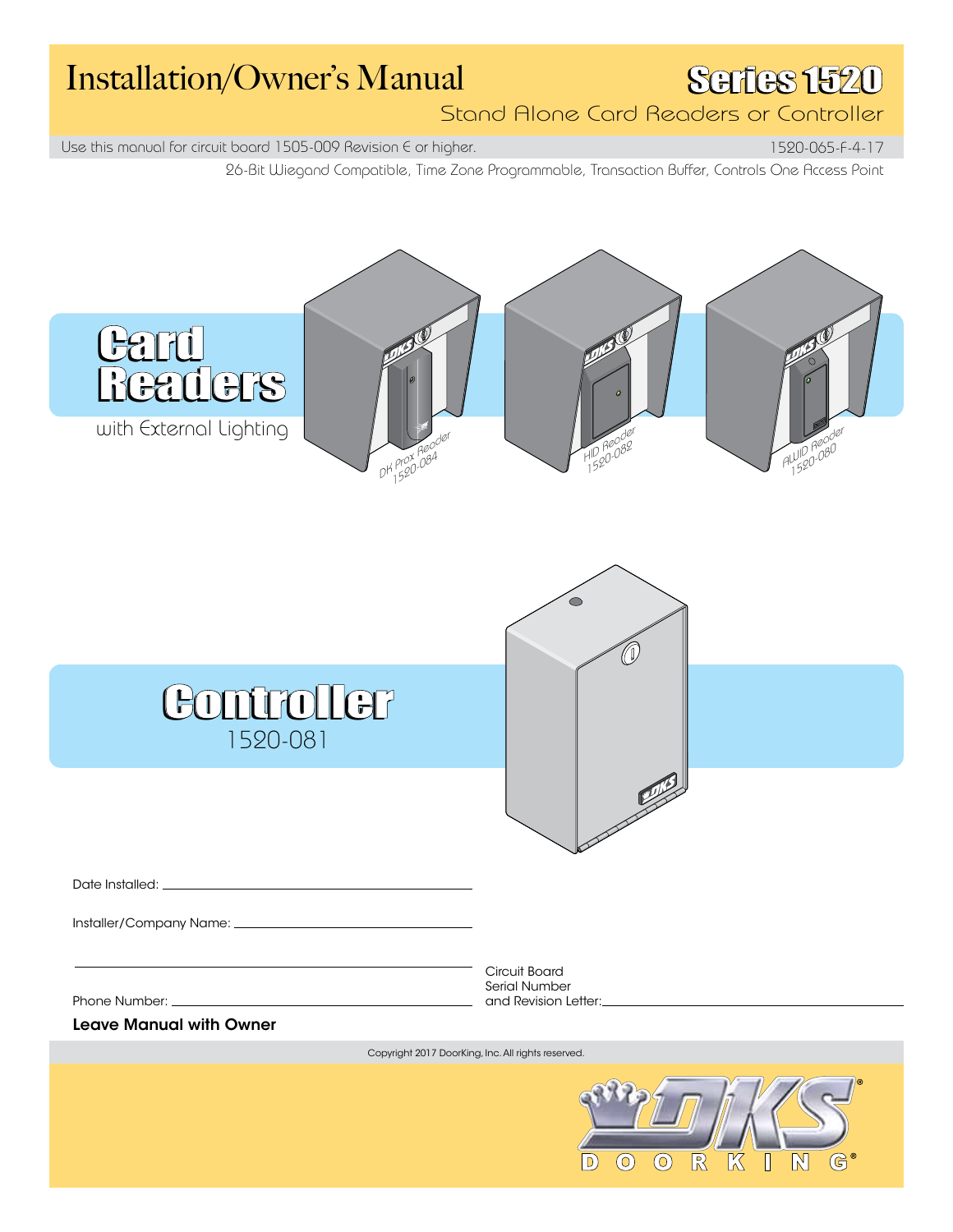# Installation/Owner's Manual

## Series 1520

Stand Alone Card Readers or Controller

Use this manual for circuit board 1505-009 Revision E or higher.

1520-065-F-4-17

26-Bit Wiegand Compatible, Time Zone Programmable, Transaction Buffer, Controls One Access Point

## Card Readers

with External Lighting

DK Prox Reader 1520-084

HID Reader 1520-082

AWID Reader 1520-080

## Controller

1520-081

Date Installed: ______________________________

Installer/Company Name: ______________________________

______________________________

Phone Number: ______________________________

Circuit Board Serial Number and Revision Letter: ______________________________

**Leave Manual with Owner**

Copyright 2017 DoorKing, Inc. All rights reserved.

DKS DOORKING®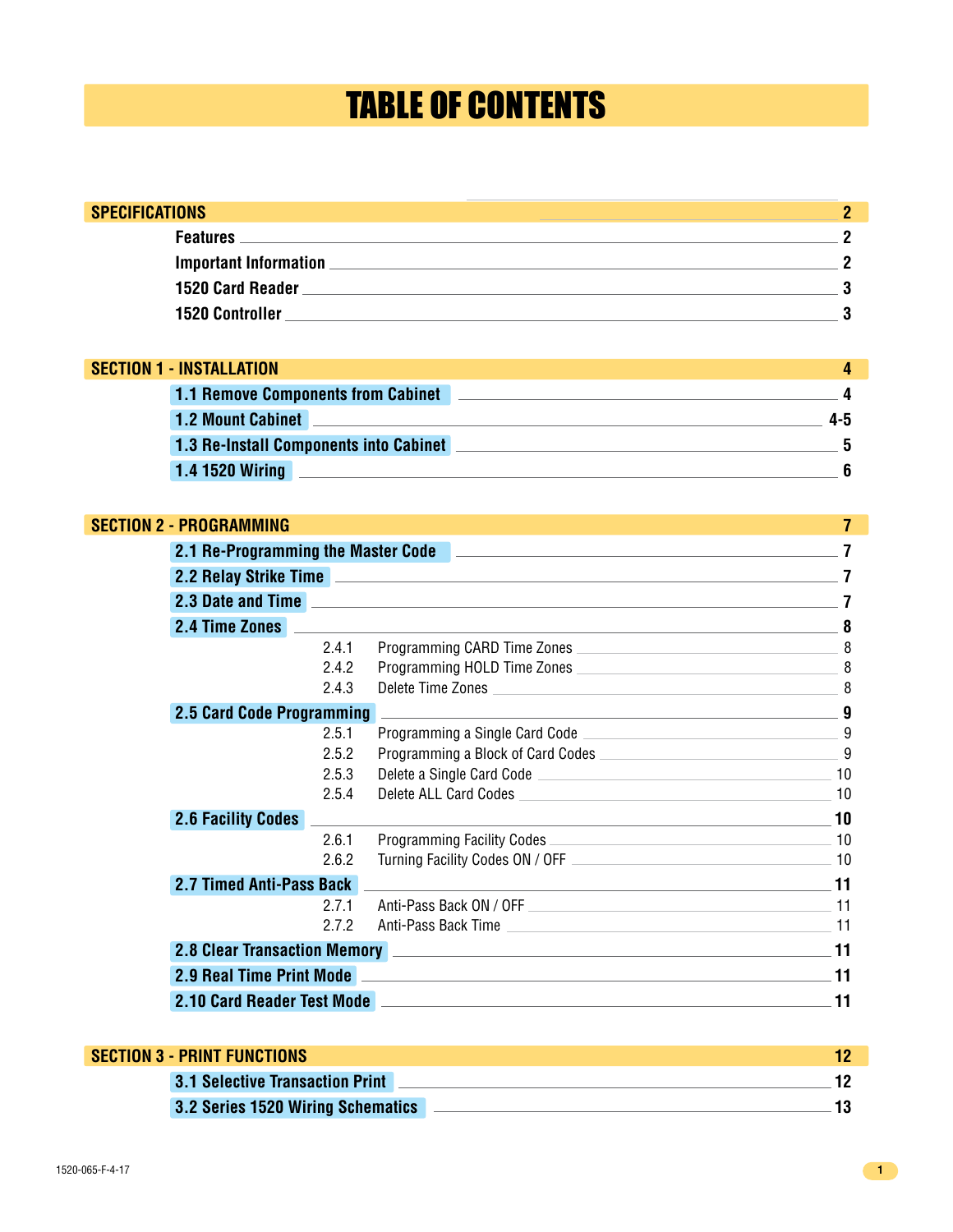# TABLE OF CONTENTS

**SPECIFICATIONS** — 2

- **Features** — 2
- **Important Information** — 2
- **1520 Card Reader** — 3
- **1520 Controller** — 3

**SECTION 1 - INSTALLATION** — 4

- **1.1 Remove Components from Cabinet** — 4
- **1.2 Mount Cabinet** — 4-5
- **1.3 Re-Install Components into Cabinet** — 5
- **1.4 1520 Wiring** — 6

**SECTION 2 - PROGRAMMING** — 7

- **2.1 Re-Programming the Master Code** — 7
- **2.2 Relay Strike Time** — 7
- **2.3 Date and Time** — 7
- **2.4 Time Zones** — 8
  - 2.4.1 Programming CARD Time Zones — 8
  - 2.4.2 Programming HOLD Time Zones — 8
  - 2.4.3 Delete Time Zones — 8
- **2.5 Card Code Programming** — 9
  - 2.5.1 Programming a Single Card Code — 9
  - 2.5.2 Programming a Block of Card Codes — 9
  - 2.5.3 Delete a Single Card Code — 10
  - 2.5.4 Delete ALL Card Codes — 10
- **2.6 Facility Codes** — 10
  - 2.6.1 Programming Facility Codes — 10
  - 2.6.2 Turning Facility Codes ON / OFF — 10
- **2.7 Timed Anti-Pass Back** — 11
  - 2.7.1 Anti-Pass Back ON / OFF — 11
  - 2.7.2 Anti-Pass Back Time — 11
- **2.8 Clear Transaction Memory** — 11
- **2.9 Real Time Print Mode** — 11
- **2.10 Card Reader Test Mode** — 11

**SECTION 3 - PRINT FUNCTIONS** — 12

- **3.1 Selective Transaction Print** — 12
- **3.2 Series 1520 Wiring Schematics** — 13

1520-065-F-4-17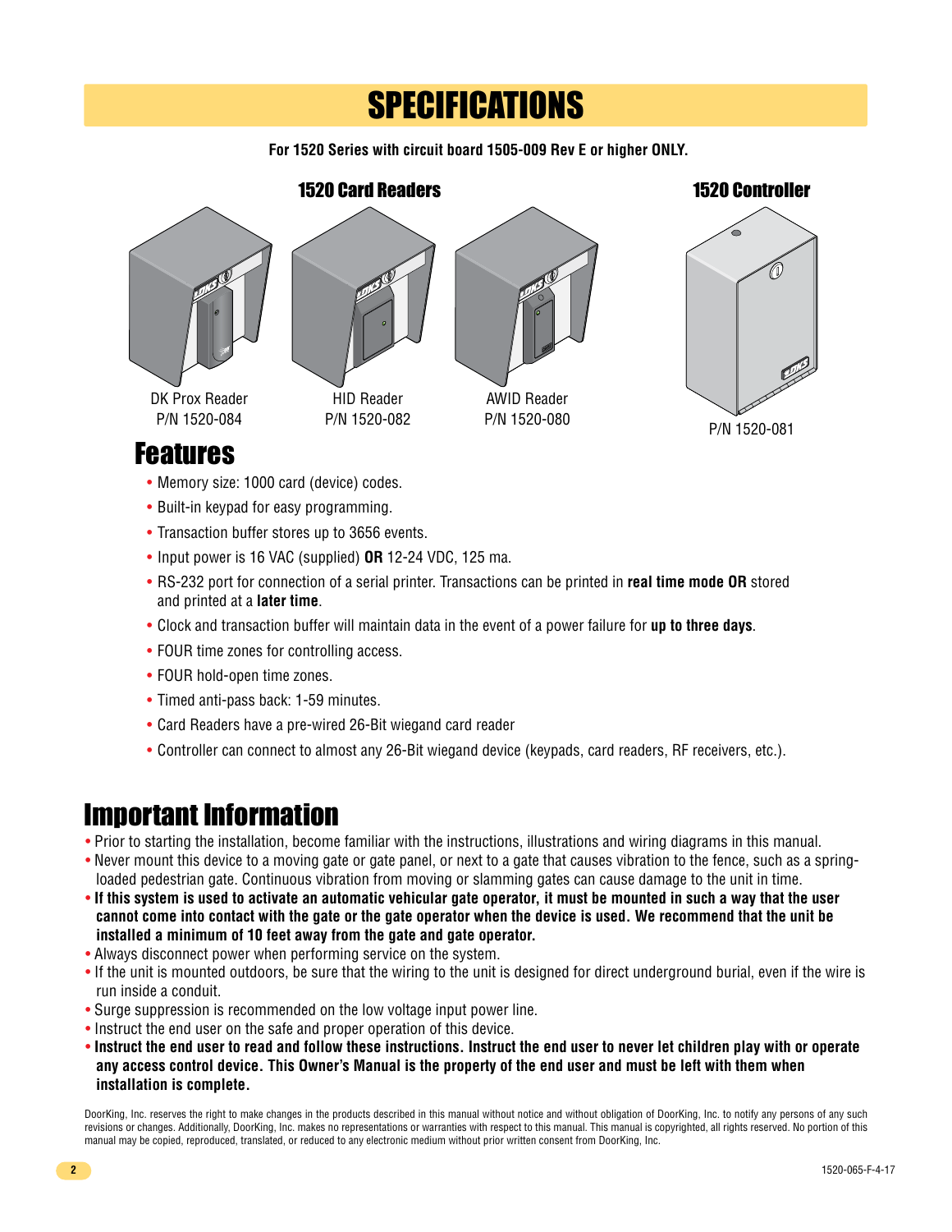# SPECIFICATIONS

**For 1520 Series with circuit board 1505-009 Rev E or higher ONLY.**

### 1520 Card Readers

DK Prox Reader
P/N 1520-084

HID Reader
P/N 1520-082

AWID Reader
P/N 1520-080

### 1520 Controller

P/N 1520-081

## Features

- Memory size: 1000 card (device) codes.
- Built-in keypad for easy programming.
- Transaction buffer stores up to 3656 events.
- Input power is 16 VAC (supplied) **OR** 12-24 VDC, 125 ma.
- RS-232 port for connection of a serial printer. Transactions can be printed in **real time mode OR** stored and printed at a **later time**.
- Clock and transaction buffer will maintain data in the event of a power failure for **up to three days**.
- FOUR time zones for controlling access.
- FOUR hold-open time zones.
- Timed anti-pass back: 1-59 minutes.
- Card Readers have a pre-wired 26-Bit wiegand card reader
- Controller can connect to almost any 26-Bit wiegand device (keypads, card readers, RF receivers, etc.).

## Important Information

- Prior to starting the installation, become familiar with the instructions, illustrations and wiring diagrams in this manual.
- Never mount this device to a moving gate or gate panel, or next to a gate that causes vibration to the fence, such as a spring-loaded pedestrian gate. Continuous vibration from moving or slamming gates can cause damage to the unit in time.
- **If this system is used to activate an automatic vehicular gate operator, it must be mounted in such a way that the user cannot come into contact with the gate or the gate operator when the device is used. We recommend that the unit be installed a minimum of 10 feet away from the gate and gate operator.**
- Always disconnect power when performing service on the system.
- If the unit is mounted outdoors, be sure that the wiring to the unit is designed for direct underground burial, even if the wire is run inside a conduit.
- Surge suppression is recommended on the low voltage input power line.
- Instruct the end user on the safe and proper operation of this device.
- **Instruct the end user to read and follow these instructions. Instruct the end user to never let children play with or operate any access control device. This Owner's Manual is the property of the end user and must be left with them when installation is complete.**

DoorKing, Inc. reserves the right to make changes in the products described in this manual without notice and without obligation of DoorKing, Inc. to notify any persons of any such revisions or changes. Additionally, DoorKing, Inc. makes no representations or warranties with respect to this manual. This manual is copyrighted, all rights reserved. No portion of this manual may be copied, reproduced, translated, or reduced to any electronic medium without prior written consent from DoorKing, Inc.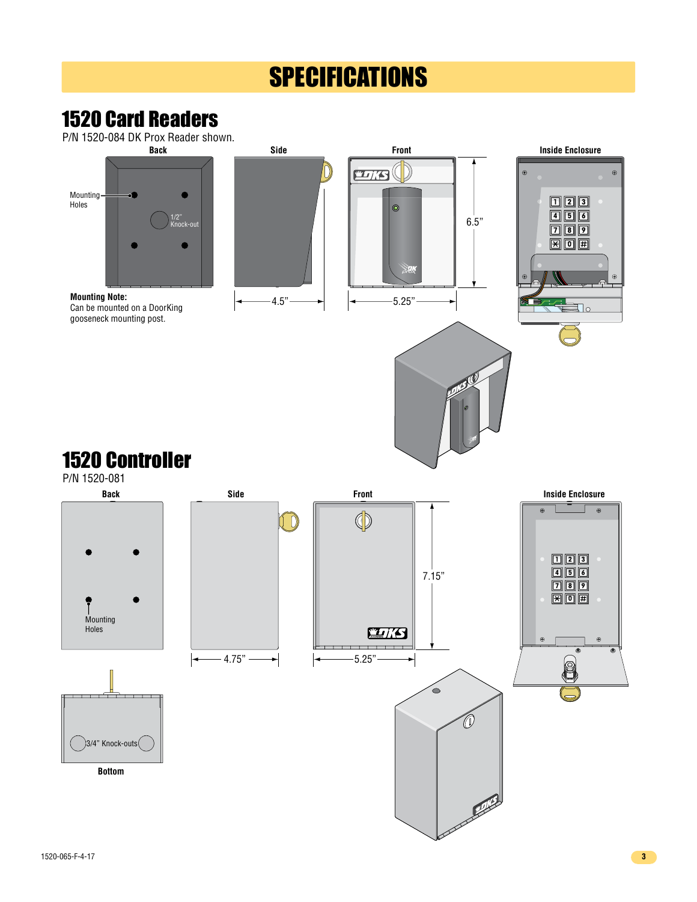# SPECIFICATIONS

## 1520 Card Readers

P/N 1520-084 DK Prox Reader shown.

Back

Mounting Holes

1/2" Knock-out

Side

Front

Inside Enclosure

6.5"

4.5"

5.25"

**Mounting Note:**
Can be mounted on a DoorKing gooseneck mounting post.

## 1520 Controller

P/N 1520-081

Back

Mounting Holes

Side

Front

Inside Enclosure

7.15"

4.75"

5.25"

3/4" Knock-outs

Bottom

1520-065-F-4-17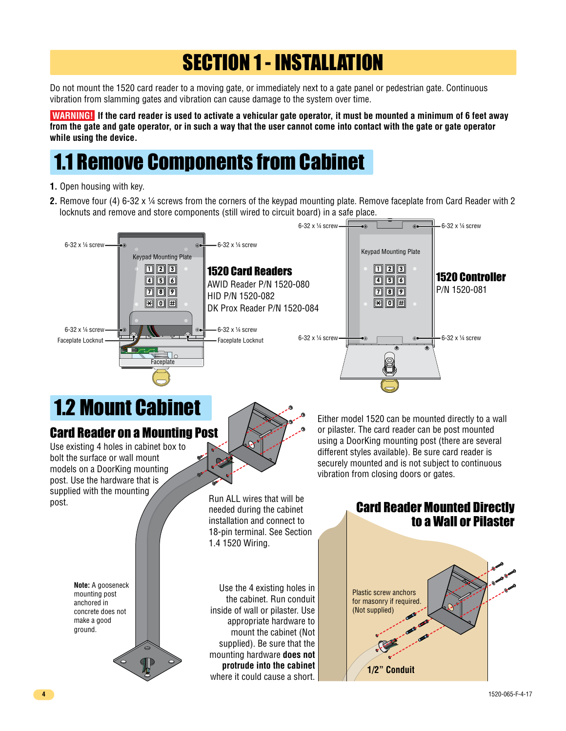# SECTION 1 - INSTALLATION

Do not mount the 1520 card reader to a moving gate, or immediately next to a gate panel or pedestrian gate. Continuous vibration from slamming gates and vibration can cause damage to the system over time.

**WARNING! If the card reader is used to activate a vehicular gate operator, it must be mounted a minimum of 6 feet away from the gate and gate operator, or in such a way that the user cannot come into contact with the gate or gate operator while using the device.**

## 1.1 Remove Components from Cabinet

1. Open housing with key.
2. Remove four (4) 6-32 x ¼ screws from the corners of the keypad mounting plate. Remove faceplate from Card Reader with 2 locknuts and remove and store components (still wired to circuit board) in a safe place.

6-32 x ¼ screw — Keypad Mounting Plate — Faceplate Locknut — Faceplate

**1520 Card Readers**
AWID Reader P/N 1520-080
HID P/N 1520-082
DK Prox Reader P/N 1520-084

**1520 Controller**
P/N 1520-081

## 1.2 Mount Cabinet

### Card Reader on a Mounting Post

Use existing 4 holes in cabinet box to bolt the surface or wall mount models on a DoorKing mounting post. Use the hardware that is supplied with the mounting post.

**Note:** A gooseneck mounting post anchored in concrete does not make a good ground.

Either model 1520 can be mounted directly to a wall or pilaster. The card reader can be post mounted using a DoorKing mounting post (there are several different styles available). Be sure card reader is securely mounted and is not subject to continuous vibration from closing doors or gates.

Run ALL wires that will be needed during the cabinet installation and connect to 18-pin terminal. See Section 1.4 1520 Wiring.

### Card Reader Mounted Directly to a Wall or Pilaster

Use the 4 existing holes in the cabinet. Run conduit inside of wall or pilaster. Use appropriate hardware to mount the cabinet (Not supplied). Be sure that the mounting hardware **does not protrude into the cabinet** where it could cause a short.

Plastic screw anchors for masonry if required. (Not supplied)

**1/2" Conduit**

1520-065-F-4-17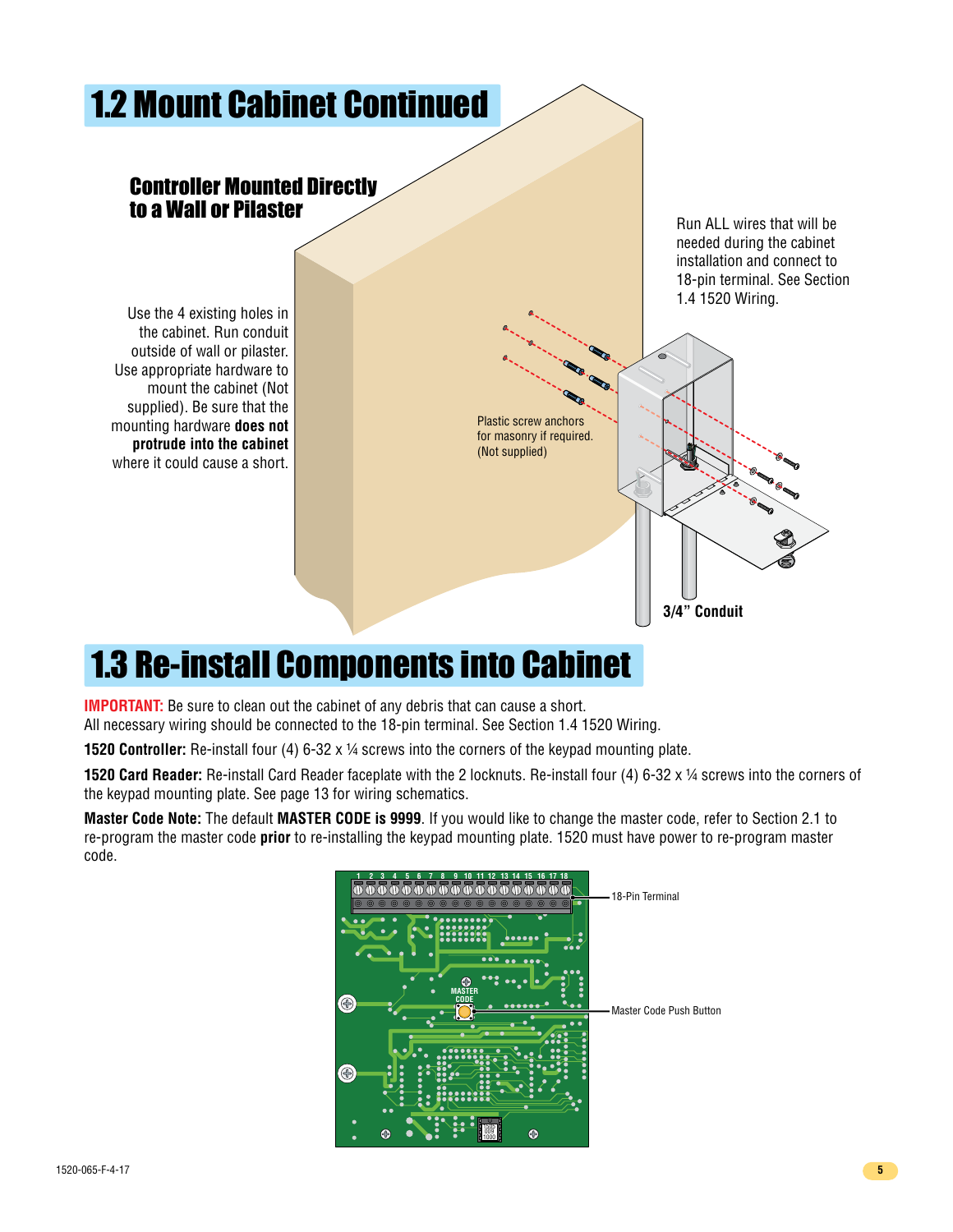# 1.2 Mount Cabinet Continued

### Controller Mounted Directly to a Wall or Pilaster

Use the 4 existing holes in the cabinet. Run conduit outside of wall or pilaster. Use appropriate hardware to mount the cabinet (Not supplied). Be sure that the mounting hardware **does not protrude into the cabinet** where it could cause a short.

Plastic screw anchors for masonry if required. (Not supplied)

Run ALL wires that will be needed during the cabinet installation and connect to 18-pin terminal. See Section 1.4 1520 Wiring.

**3/4" Conduit**

# 1.3 Re-install Components into Cabinet

**IMPORTANT:** Be sure to clean out the cabinet of any debris that can cause a short. All necessary wiring should be connected to the 18-pin terminal. See Section 1.4 1520 Wiring.

**1520 Controller:** Re-install four (4) 6-32 x ¼ screws into the corners of the keypad mounting plate.

**1520 Card Reader:** Re-install Card Reader faceplate with the 2 locknuts. Re-install four (4) 6-32 x ¼ screws into the corners of the keypad mounting plate. See page 13 for wiring schematics.

**Master Code Note:** The default **MASTER CODE is 9999**. If you would like to change the master code, refer to Section 2.1 to re-program the master code **prior** to re-installing the keypad mounting plate. 1520 must have power to re-program master code.

18-Pin Terminal

Master Code Push Button

1520-065-F-4-17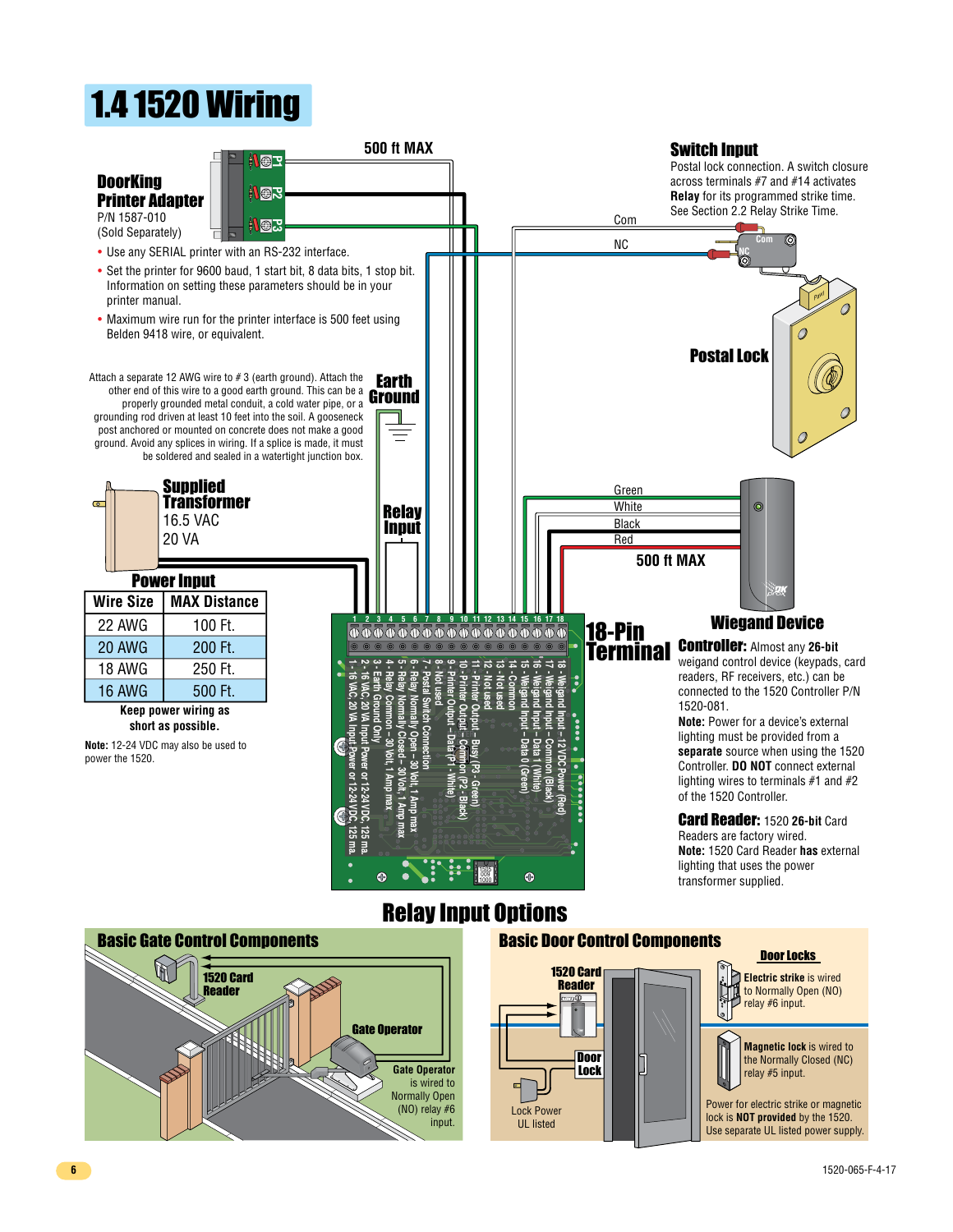# 1.4 1520 Wiring

500 ft MAX

## DoorKing Printer Adapter

P/N 1587-010
(Sold Separately)

P1
P2
P3

- Use any SERIAL printer with an RS-232 interface.
- Set the printer for 9600 baud, 1 start bit, 8 data bits, 1 stop bit. Information on setting these parameters should be in your printer manual.
- Maximum wire run for the printer interface is 500 feet using Belden 9418 wire, or equivalent.

## Switch Input

Postal lock connection. A switch closure across terminals #7 and #14 activates **Relay** for its programmed strike time. See Section 2.2 Relay Strike Time.

Com

NC

## Postal Lock

## Earth Ground

Attach a separate 12 AWG wire to # 3 (earth ground). Attach the other end of this wire to a good earth ground. This can be a properly grounded metal conduit, a cold water pipe, or a grounding rod driven at least 10 feet into the soil. A gooseneck post anchored or mounted on concrete does not make a good ground. Avoid any splices in wiring. If a splice is made, it must be soldered and sealed in a watertight junction box.

## Supplied Transformer

16.5 VAC
20 VA

## Relay Input

Green
White
Black
Red

500 ft MAX

## Power Input

| Wire Size | MAX Distance |
|---|---|
| 22 AWG | 100 Ft. |
| 20 AWG | 200 Ft. |
| 18 AWG | 250 Ft. |
| 16 AWG | 500 Ft. |

**Keep power wiring as short as possible.**

**Note:** 12-24 VDC may also be used to power the 1520.

## 18-Pin Terminal

1 - 16 VAC, 20 VA Input Power or 12-24 VDC, 125 ma.
2 - 16 VAC, 20 VA Input Power or 12-24 VDC, 125 ma.
3 - Earth Ground Only
4 - Relay Common - 30 Volt, 1 Amp max
5 - Relay Normally Closed - 30 Volt, 1 Amp max
6 - Relay Normally Open - 30 Volt, 1 Amp max
7 - Postal Switch Connection
8 - Not used
9 - Printer Output - Data (P1 - White)
10 - Printer Output - Common (P2 - Black)
11 - Printer Output - Busy (P3 - Green)
12 - Not used
13 - Not used
14 - Common
15 - Wiegand Input - Data 0 (Green)
16 - Wiegand Input - Data 1 (White)
17 - Wiegand Input - Common (Black)
18 - Wiegand Input - 12 VDC Power (Red)

## Wiegand Device

**Controller:** Almost any **26-bit** weigand control device (keypads, card readers, RF receivers, etc.) can be connected to the 1520 Controller P/N 1520-081.

**Note:** Power for a device's external lighting must be provided from a **separate** source when using the 1520 Controller. **DO NOT** connect external lighting wires to terminals #1 and #2 of the 1520 Controller.

**Card Reader:** 1520 **26-bit** Card Readers are factory wired.
**Note:** 1520 Card Reader **has** external lighting that uses the power transformer supplied.

# Relay Input Options

## Basic Gate Control Components

1520 Card Reader

Gate Operator

**Gate Operator** is wired to Normally Open (NO) relay #6 input.

## Basic Door Control Components

1520 Card Reader

Door Lock

Lock Power
UL listed

### Door Locks

**Electric strike** is wired to Normally Open (NO) relay #6 input.

**Magnetic lock** is wired to the Normally Closed (NC) relay #5 input.

Power for electric strike or magnetic lock is **NOT provided** by the 1520. Use separate UL listed power supply.

1520-065-F-4-17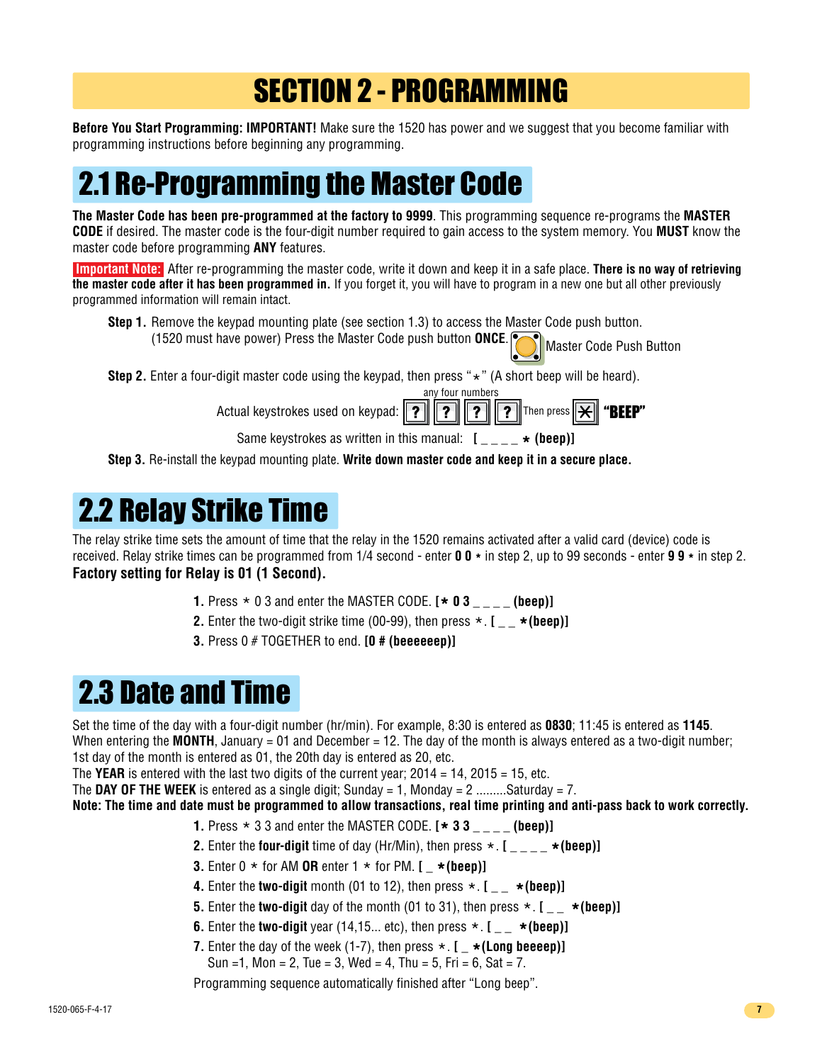# SECTION 2 - PROGRAMMING

**Before You Start Programming: IMPORTANT!** Make sure the 1520 has power and we suggest that you become familiar with programming instructions before beginning any programming.

## 2.1 Re-Programming the Master Code

**The Master Code has been pre-programmed at the factory to 9999**. This programming sequence re-programs the **MASTER CODE** if desired. The master code is the four-digit number required to gain access to the system memory. You **MUST** know the master code before programming **ANY** features.

**Important Note:** After re-programming the master code, write it down and keep it in a safe place. **There is no way of retrieving the master code after it has been programmed in.** If you forget it, you will have to program in a new one but all other previously programmed information will remain intact.

**Step 1.** Remove the keypad mounting plate (see section 1.3) to access the Master Code push button. (1520 must have power) Press the Master Code push button **ONCE**. Master Code Push Button

**Step 2.** Enter a four-digit master code using the keypad, then press "*" (A short beep will be heard).

Actual keystrokes used on keypad: any four numbers ? ? ? ? Then press * **"BEEP"**

Same keystrokes as written in this manual: **[ _ _ _ _ * (beep)]**

**Step 3.** Re-install the keypad mounting plate. **Write down master code and keep it in a secure place.**

## 2.2 Relay Strike Time

The relay strike time sets the amount of time that the relay in the 1520 remains activated after a valid card (device) code is received. Relay strike times can be programmed from 1/4 second - enter **0 0** * in step 2, up to 99 seconds - enter **9 9** * in step 2.
**Factory setting for Relay is 01 (1 Second).**

1. Press * 0 3 and enter the MASTER CODE. **[* 0 3 _ _ _ _ (beep)]**
2. Enter the two-digit strike time (00-99), then press *. **[ _ _ *(beep)]**
3. Press 0 # TOGETHER to end. **[0 # (beeeeeep)]**

## 2.3 Date and Time

Set the time of the day with a four-digit number (hr/min). For example, 8:30 is entered as **0830**; 11:45 is entered as **1145**.
When entering the **MONTH**, January = 01 and December = 12. The day of the month is always entered as a two-digit number; 1st day of the month is entered as 01, the 20th day is entered as 20, etc.
The **YEAR** is entered with the last two digits of the current year; 2014 = 14, 2015 = 15, etc.
The **DAY OF THE WEEK** is entered as a single digit; Sunday = 1, Monday = 2 .........Saturday = 7.
**Note: The time and date must be programmed to allow transactions, real time printing and anti-pass back to work correctly.**

1. Press * 3 3 and enter the MASTER CODE. **[* 3 3 _ _ _ _ (beep)]**
2. Enter the **four-digit** time of day (Hr/Min), then press *. **[ _ _ _ _ *(beep)]**
3. Enter 0 * for AM **OR** enter 1 * for PM. **[ _ *(beep)]**
4. Enter the **two-digit** month (01 to 12), then press *. **[ _ _ *(beep)]**
5. Enter the **two-digit** day of the month (01 to 31), then press *. **[ _ _ *(beep)]**
6. Enter the **two-digit** year (14,15... etc), then press *. **[ _ _ *(beep)]**
7. Enter the day of the week (1-7), then press *. **[ _ *(Long beeeep)]**
   Sun =1, Mon = 2, Tue = 3, Wed = 4, Thu = 5, Fri = 6, Sat = 7.

Programming sequence automatically finished after "Long beep".

1520-065-F-4-17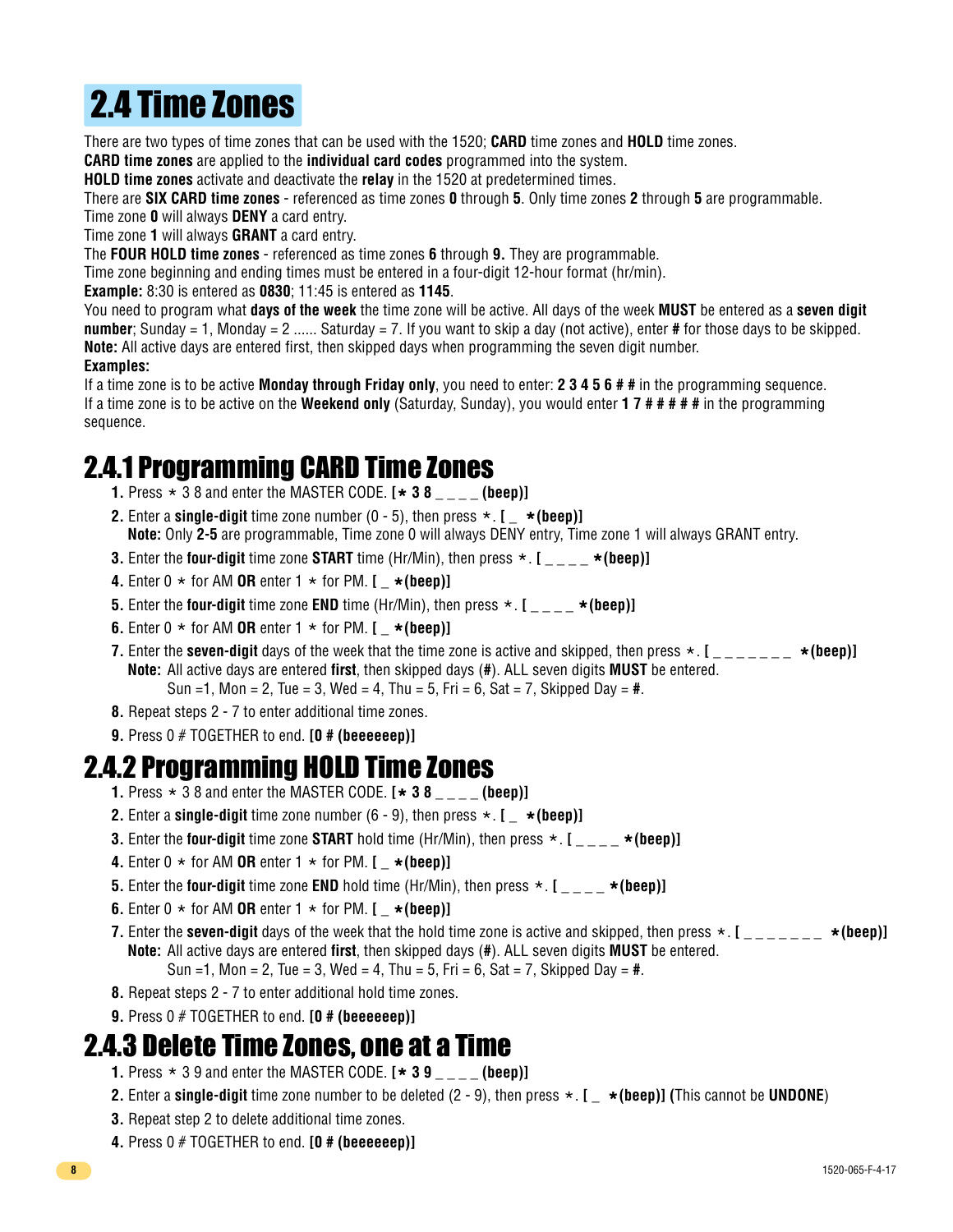# 2.4 Time Zones

There are two types of time zones that can be used with the 1520; **CARD** time zones and **HOLD** time zones.
**CARD time zones** are applied to the **individual card codes** programmed into the system.
**HOLD time zones** activate and deactivate the **relay** in the 1520 at predetermined times.
There are **SIX CARD time zones** - referenced as time zones **0** through **5**. Only time zones **2** through **5** are programmable.
Time zone **0** will always **DENY** a card entry.
Time zone **1** will always **GRANT** a card entry.
The **FOUR HOLD time zones** - referenced as time zones **6** through **9.** They are programmable.
Time zone beginning and ending times must be entered in a four-digit 12-hour format (hr/min).
**Example:** 8:30 is entered as **0830**; 11:45 is entered as **1145**.
You need to program what **days of the week** the time zone will be active. All days of the week **MUST** be entered as a **seven digit number**; Sunday = 1, Monday = 2 ...... Saturday = 7. If you want to skip a day (not active), enter **#** for those days to be skipped.
**Note:** All active days are entered first, then skipped days when programming the seven digit number.
**Examples:**
If a time zone is to be active **Monday through Friday only**, you need to enter: **2 3 4 5 6 # #** in the programming sequence.
If a time zone is to be active on the **Weekend only** (Saturday, Sunday), you would enter **1 7 # # # # #** in the programming sequence.

## 2.4.1 Programming CARD Time Zones

1. Press * 3 8 and enter the MASTER CODE. **[* 3 8 _ _ _ _ (beep)]**
2. Enter a **single-digit** time zone number (0 - 5), then press *. **[ _ *(beep)]**
   **Note:** Only **2-5** are programmable, Time zone 0 will always DENY entry, Time zone 1 will always GRANT entry.
3. Enter the **four-digit** time zone **START** time (Hr/Min), then press *. **[ _ _ _ _ *(beep)]**
4. Enter 0 * for AM **OR** enter 1 * for PM. **[ _ *(beep)]**
5. Enter the **four-digit** time zone **END** time (Hr/Min), then press *. **[ _ _ _ _ *(beep)]**
6. Enter 0 * for AM **OR** enter 1 * for PM. **[ _ *(beep)]**
7. Enter the **seven-digit** days of the week that the time zone is active and skipped, then press *. **[ _ _ _ _ _ _ _ *(beep)]**
   **Note:** All active days are entered **first**, then skipped days (**#**). ALL seven digits **MUST** be entered.
   Sun =1, Mon = 2, Tue = 3, Wed = 4, Thu = 5, Fri = 6, Sat = 7, Skipped Day = **#**.
8. Repeat steps 2 - 7 to enter additional time zones.
9. Press 0 # TOGETHER to end. **[0 # (beeeeeep)]**

## 2.4.2 Programming HOLD Time Zones

1. Press * 3 8 and enter the MASTER CODE. **[* 3 8 _ _ _ _ (beep)]**
2. Enter a **single-digit** time zone number (6 - 9), then press *. **[ _ *(beep)]**
3. Enter the **four-digit** time zone **START** hold time (Hr/Min), then press *. **[ _ _ _ _ *(beep)]**
4. Enter 0 * for AM **OR** enter 1 * for PM. **[ _ *(beep)]**
5. Enter the **four-digit** time zone **END** hold time (Hr/Min), then press *. **[ _ _ _ _ *(beep)]**
6. Enter 0 * for AM **OR** enter 1 * for PM. **[ _ *(beep)]**
7. Enter the **seven-digit** days of the week that the hold time zone is active and skipped, then press *. **[ _ _ _ _ _ _ _ *(beep)]**
   **Note:** All active days are entered **first**, then skipped days (**#**). ALL seven digits **MUST** be entered.
   Sun =1, Mon = 2, Tue = 3, Wed = 4, Thu = 5, Fri = 6, Sat = 7, Skipped Day = **#**.
8. Repeat steps 2 - 7 to enter additional hold time zones.
9. Press 0 # TOGETHER to end. **[0 # (beeeeeep)]**

## 2.4.3 Delete Time Zones, one at a Time

1. Press * 3 9 and enter the MASTER CODE. **[* 3 9 _ _ _ _ (beep)]**
2. Enter a **single-digit** time zone number to be deleted (2 - 9), then press *. **[ _ *(beep)] (**This cannot be **UNDONE**)
3. Repeat step 2 to delete additional time zones.
4. Press 0 # TOGETHER to end. **[0 # (beeeeeep)]**

1520-065-F-4-17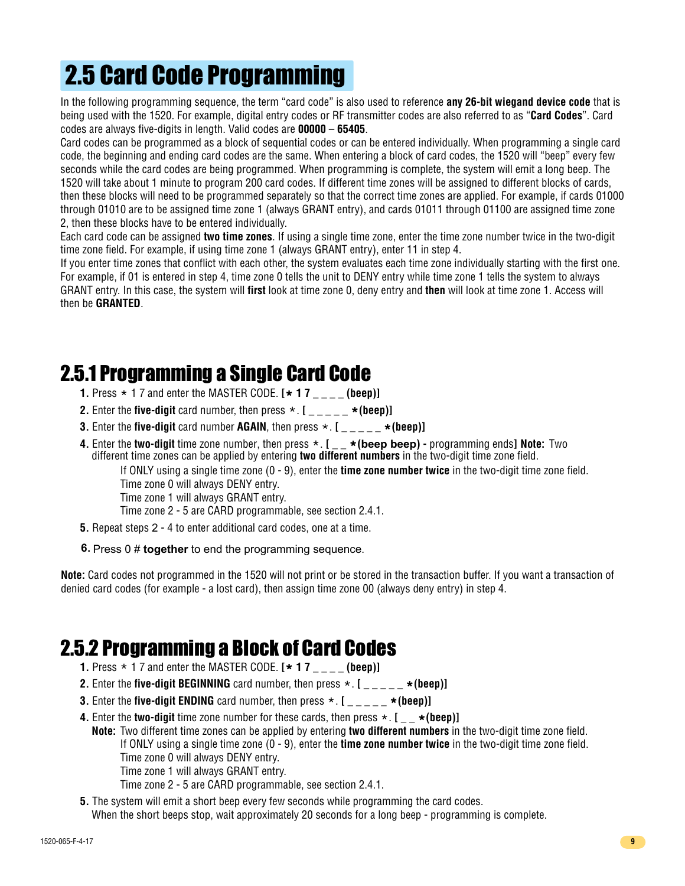# 2.5 Card Code Programming

In the following programming sequence, the term "card code" is also used to reference **any 26-bit wiegand device code** that is being used with the 1520. For example, digital entry codes or RF transmitter codes are also referred to as "**Card Codes**". Card codes are always five-digits in length. Valid codes are **00000** – **65405**.

Card codes can be programmed as a block of sequential codes or can be entered individually. When programming a single card code, the beginning and ending card codes are the same. When entering a block of card codes, the 1520 will "beep" every few seconds while the card codes are being programmed. When programming is complete, the system will emit a long beep. The 1520 will take about 1 minute to program 200 card codes. If different time zones will be assigned to different blocks of cards, then these blocks will need to be programmed separately so that the correct time zones are applied. For example, if cards 01000 through 01010 are to be assigned time zone 1 (always GRANT entry), and cards 01011 through 01100 are assigned time zone 2, then these blocks have to be entered individually.

Each card code can be assigned **two time zones**. If using a single time zone, enter the time zone number twice in the two-digit time zone field. For example, if using time zone 1 (always GRANT entry), enter 11 in step 4.

If you enter time zones that conflict with each other, the system evaluates each time zone individually starting with the first one. For example, if 01 is entered in step 4, time zone 0 tells the unit to DENY entry while time zone 1 tells the system to always GRANT entry. In this case, the system will **first** look at time zone 0, deny entry and **then** will look at time zone 1. Access will then be **GRANTED**.

## 2.5.1 Programming a Single Card Code

1. Press * 1 7 and enter the MASTER CODE. **[* 1 7 _ _ _ _ (beep)]**
2. Enter the **five-digit** card number, then press *. **[ _ _ _ _ _ *(beep)]**
3. Enter the **five-digit** card number **AGAIN**, then press *. **[ _ _ _ _ _ *(beep)]**
4. Enter the **two-digit** time zone number, then press *. **[ _ _ *(beep beep) -** programming ends**]** **Note:** Two different time zones can be applied by entering **two different numbers** in the two-digit time zone field.

   If ONLY using a single time zone (0 - 9), enter the **time zone number twice** in the two-digit time zone field.
   Time zone 0 will always DENY entry.
   Time zone 1 will always GRANT entry.
   Time zone 2 - 5 are CARD programmable, see section 2.4.1.
5. Repeat steps 2 - 4 to enter additional card codes, one at a time.
6. Press 0 # **together** to end the programming sequence.

**Note:** Card codes not programmed in the 1520 will not print or be stored in the transaction buffer. If you want a transaction of denied card codes (for example - a lost card), then assign time zone 00 (always deny entry) in step 4.

## 2.5.2 Programming a Block of Card Codes

1. Press * 1 7 and enter the MASTER CODE. **[* 1 7 _ _ _ _ (beep)]**
2. Enter the **five-digit BEGINNING** card number, then press *. **[ _ _ _ _ _ *(beep)]**
3. Enter the **five-digit ENDING** card number, then press *. **[ _ _ _ _ _ *(beep)]**
4. Enter the **two-digit** time zone number for these cards, then press *. **[ _ _ *(beep)]**

   **Note:** Two different time zones can be applied by entering **two different numbers** in the two-digit time zone field.
   If ONLY using a single time zone (0 - 9), enter the **time zone number twice** in the two-digit time zone field.
   Time zone 0 will always DENY entry.
   Time zone 1 will always GRANT entry.
   Time zone 2 - 5 are CARD programmable, see section 2.4.1.
5. The system will emit a short beep every few seconds while programming the card codes.
   When the short beeps stop, wait approximately 20 seconds for a long beep - programming is complete.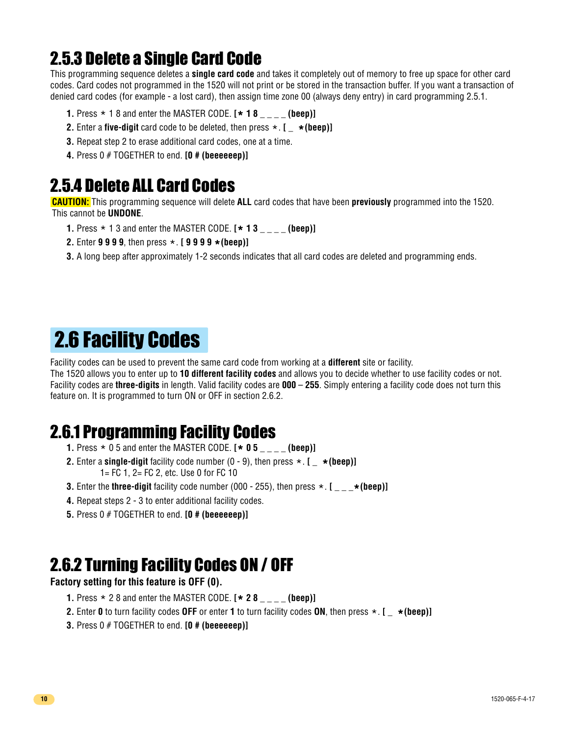## 2.5.3 Delete a Single Card Code

This programming sequence deletes a **single card code** and takes it completely out of memory to free up space for other card codes. Card codes not programmed in the 1520 will not print or be stored in the transaction buffer. If you want a transaction of denied card codes (for example - a lost card), then assign time zone 00 (always deny entry) in card programming 2.5.1.

1. Press * 1 8 and enter the MASTER CODE. **[* 1 8 _ _ _ _ (beep)]**
2. Enter a **five-digit** card code to be deleted, then press *. **[ _ *(beep)]**
3. Repeat step 2 to erase additional card codes, one at a time.
4. Press 0 # TOGETHER to end. **[0 # (beeeeeep)]**

## 2.5.4 Delete ALL Card Codes

**CAUTION:** This programming sequence will delete **ALL** card codes that have been **previously** programmed into the 1520. This cannot be **UNDONE**.

1. Press * 1 3 and enter the MASTER CODE. **[* 1 3 _ _ _ _ (beep)]**
2. Enter **9 9 9 9**, then press *. **[ 9 9 9 9 *(beep)]**
3. A long beep after approximately 1-2 seconds indicates that all card codes are deleted and programming ends.

# 2.6 Facility Codes

Facility codes can be used to prevent the same card code from working at a **different** site or facility.
The 1520 allows you to enter up to **10 different facility codes** and allows you to decide whether to use facility codes or not. Facility codes are **three-digits** in length. Valid facility codes are **000** – **255**. Simply entering a facility code does not turn this feature on. It is programmed to turn ON or OFF in section 2.6.2.

## 2.6.1 Programming Facility Codes

1. Press * 0 5 and enter the MASTER CODE. **[* 0 5 _ _ _ _ (beep)]**
2. Enter a **single-digit** facility code number (0 - 9), then press *. **[ _ *(beep)]**
   1= FC 1, 2= FC 2, etc. Use 0 for FC 10
3. Enter the **three-digit** facility code number (000 - 255), then press *. **[ _ _ _*(beep)]**
4. Repeat steps 2 - 3 to enter additional facility codes.
5. Press 0 # TOGETHER to end. **[0 # (beeeeeep)]**

## 2.6.2 Turning Facility Codes ON / OFF

**Factory setting for this feature is OFF (0).**

1. Press * 2 8 and enter the MASTER CODE. **[* 2 8 _ _ _ _ (beep)]**
2. Enter **0** to turn facility codes **OFF** or enter **1** to turn facility codes **ON**, then press *. **[ _ *(beep)]**
3. Press 0 # TOGETHER to end. **[0 # (beeeeeep)]**

1520-065-F-4-17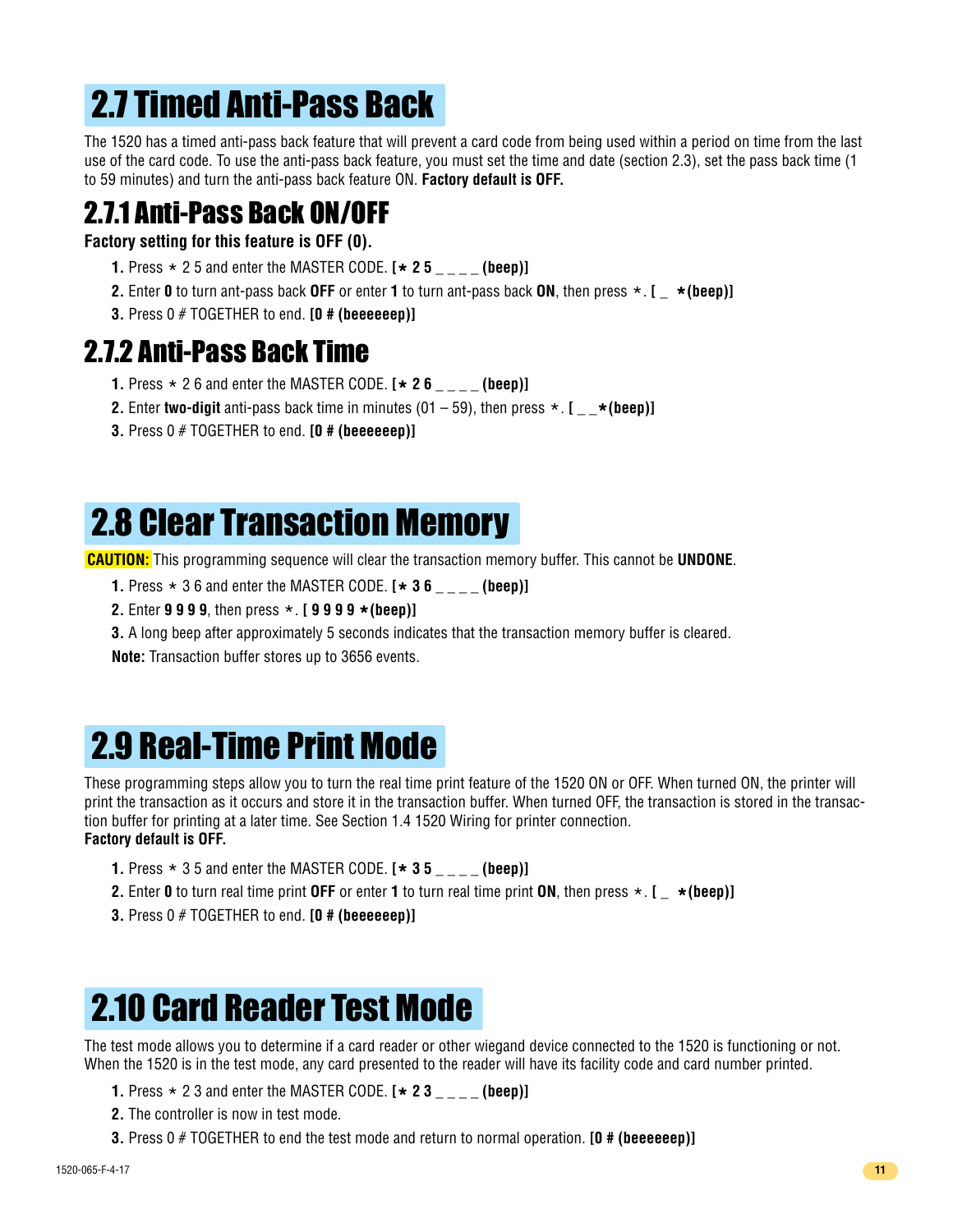## 2.7 Timed Anti-Pass Back

The 1520 has a timed anti-pass back feature that will prevent a card code from being used within a period on time from the last use of the card code. To use the anti-pass back feature, you must set the time and date (section 2.3), set the pass back time (1 to 59 minutes) and turn the anti-pass back feature ON. **Factory default is OFF.**

### 2.7.1 Anti-Pass Back ON/OFF

**Factory setting for this feature is OFF (0).**

1. Press * 2 5 and enter the MASTER CODE. **[* 2 5 _ _ _ _ (beep)]**
2. Enter **0** to turn ant-pass back **OFF** or enter **1** to turn ant-pass back **ON**, then press *. **[ _ *(beep)]**
3. Press 0 # TOGETHER to end. **[0 # (beeeeeep)]**

### 2.7.2 Anti-Pass Back Time

1. Press * 2 6 and enter the MASTER CODE. **[* 2 6 _ _ _ _ (beep)]**
2. Enter **two-digit** anti-pass back time in minutes (01 – 59), then press *. **[ _ _*(beep)]**
3. Press 0 # TOGETHER to end. **[0 # (beeeeeep)]**

## 2.8 Clear Transaction Memory

**CAUTION:** This programming sequence will clear the transaction memory buffer. This cannot be **UNDONE**.

1. Press * 3 6 and enter the MASTER CODE. **[* 3 6 _ _ _ _ (beep)]**
2. Enter **9 9 9 9**, then press *. **[ 9 9 9 9 *(beep)]**
3. A long beep after approximately 5 seconds indicates that the transaction memory buffer is cleared.

**Note:** Transaction buffer stores up to 3656 events.

## 2.9 Real-Time Print Mode

These programming steps allow you to turn the real time print feature of the 1520 ON or OFF. When turned ON, the printer will print the transaction as it occurs and store it in the transaction buffer. When turned OFF, the transaction is stored in the transaction buffer for printing at a later time. See Section 1.4 1520 Wiring for printer connection.
**Factory default is OFF.**

1. Press * 3 5 and enter the MASTER CODE. **[* 3 5 _ _ _ _ (beep)]**
2. Enter **0** to turn real time print **OFF** or enter **1** to turn real time print **ON**, then press *. **[ _ *(beep)]**
3. Press 0 # TOGETHER to end. **[0 # (beeeeeep)]**

## 2.10 Card Reader Test Mode

The test mode allows you to determine if a card reader or other wiegand device connected to the 1520 is functioning or not. When the 1520 is in the test mode, any card presented to the reader will have its facility code and card number printed.

1. Press * 2 3 and enter the MASTER CODE. **[* 2 3 _ _ _ _ (beep)]**
2. The controller is now in test mode.
3. Press 0 # TOGETHER to end the test mode and return to normal operation. **[0 # (beeeeeep)]**

1520-065-F-4-17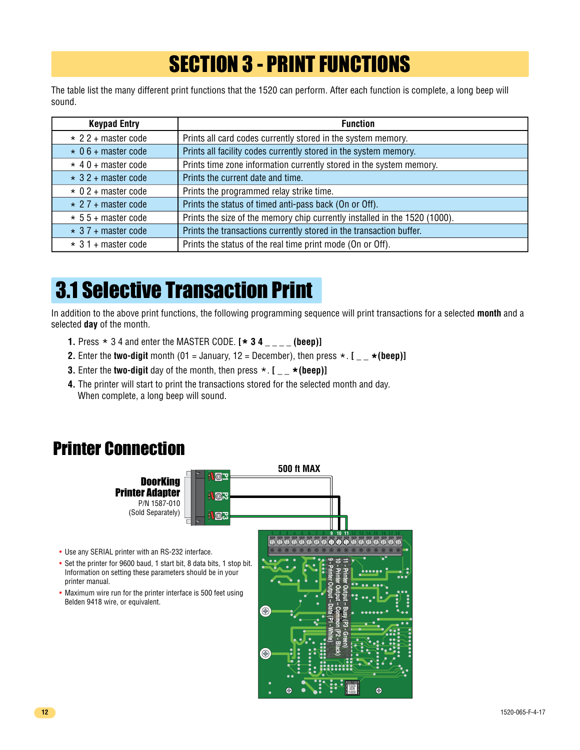# SECTION 3 - PRINT FUNCTIONS

The table list the many different print functions that the 1520 can perform. After each function is complete, a long beep will sound.

| Keypad Entry | Function |
|---|---|
| * 2 2 + master code | Prints all card codes currently stored in the system memory. |
| * 0 6 + master code | Prints all facility codes currently stored in the system memory. |
| * 4 0 + master code | Prints time zone information currently stored in the system memory. |
| * 3 2 + master code | Prints the current date and time. |
| * 0 2 + master code | Prints the programmed relay strike time. |
| * 2 7 + master code | Prints the status of timed anti-pass back (On or Off). |
| * 5 5 + master code | Prints the size of the memory chip currently installed in the 1520 (1000). |
| * 3 7 + master code | Prints the transactions currently stored in the transaction buffer. |
| * 3 1 + master code | Prints the status of the real time print mode (On or Off). |

## 3.1 Selective Transaction Print

In addition to the above print functions, the following programming sequence will print transactions for a selected **month** and a selected **day** of the month.

1. Press * 3 4 and enter the MASTER CODE. **[* 3 4 _ _ _ _ (beep)]**
2. Enter the **two-digit** month (01 = January, 12 = December), then press *. **[ _ _ *(beep)]**
3. Enter the **two-digit** day of the month, then press *. **[ _ _ *(beep)]**
4. The printer will start to print the transactions stored for the selected month and day. When complete, a long beep will sound.

## Printer Connection

**DoorKing Printer Adapter**
P/N 1587-010
(Sold Separately)

P1, P2, P3

**500 ft MAX**

9 10 11

11 - Printer Output - Busy (P3 - Green)
10 - Printer Output - Common (P2 - Black)
9 - Printer Output - Data (P1 - White)

- Use any SERIAL printer with an RS-232 interface.
- Set the printer for 9600 baud, 1 start bit, 8 data bits, 1 stop bit. Information on setting these parameters should be in your printer manual.
- Maximum wire run for the printer interface is 500 feet using Belden 9418 wire, or equivalent.

1520-065-F-4-17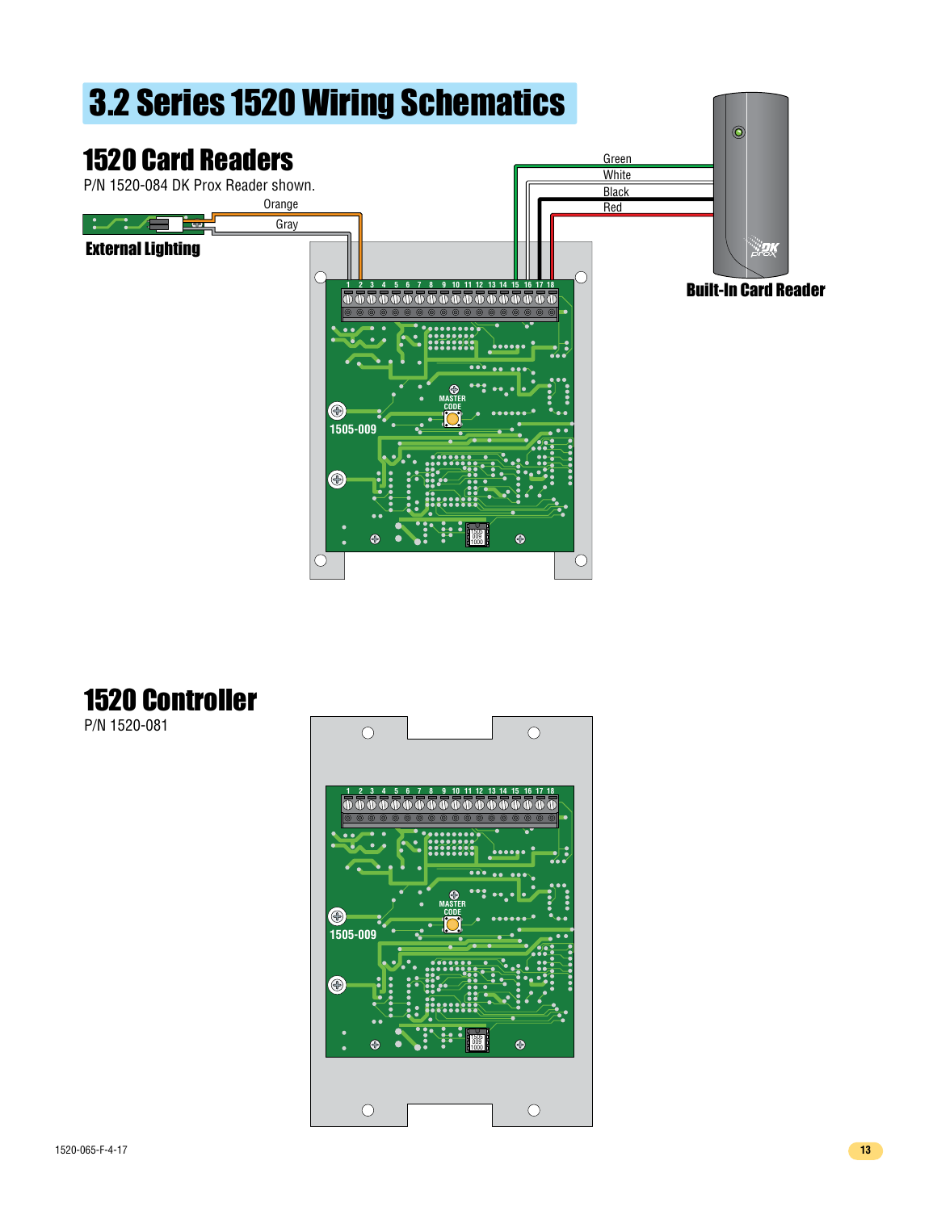# 3.2 Series 1520 Wiring Schematics

## 1520 Card Readers

P/N 1520-084 DK Prox Reader shown.

Orange

Gray

**External Lighting**

Green

White

Black

Red

**Built-In Card Reader**

1 2 3 4 5 6 7 8 9 10 11 12 13 14 15 16 17 18

MASTER CODE

1505-009

## 1520 Controller

P/N 1520-081

1 2 3 4 5 6 7 8 9 10 11 12 13 14 15 16 17 18

MASTER CODE

1505-009

1520-065-F-4-17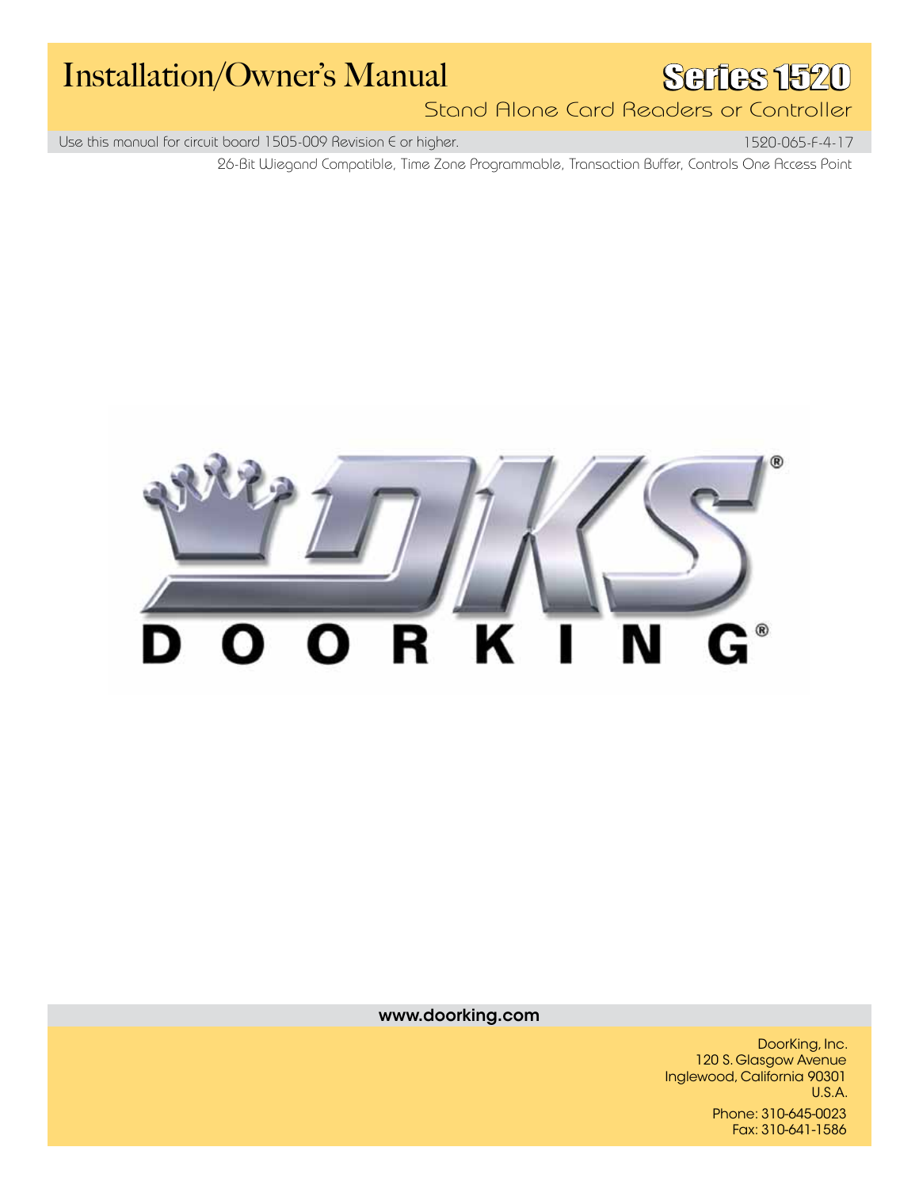# Installation/Owner's Manual

## Series 1520

Stand Alone Card Readers or Controller

Use this manual for circuit board 1505-009 Revision E or higher.

1520-065-F-4-17

26-Bit Wiegand Compatible, Time Zone Programmable, Transaction Buffer, Controls One Access Point

DKS®

DOORKING®

**www.doorking.com**

DoorKing, Inc.
120 S. Glasgow Avenue
Inglewood, California 90301
U.S.A.

Phone: 310-645-0023
Fax: 310-641-1586